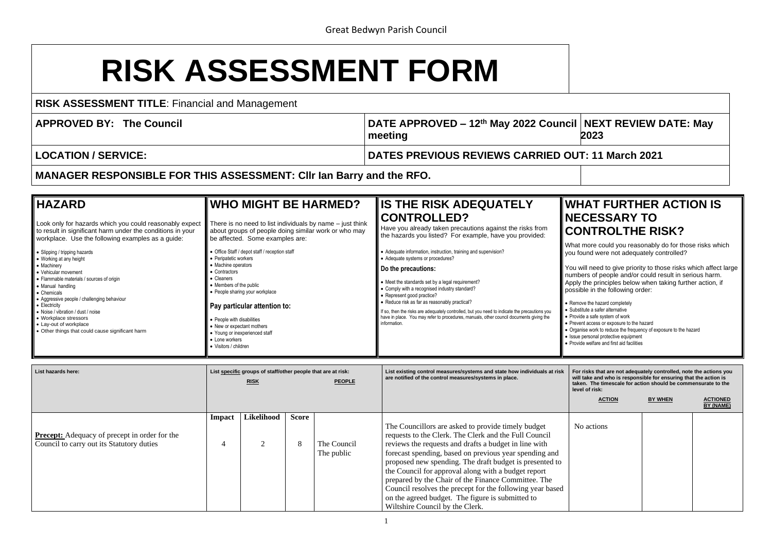Great Bedwyn Parish Council

# RISK ASSESSMENT FORM

| | |
|---|---|
| **RISK ASSESSMENT TITLE**: Financial and Management | |
| **APPROVED BY: The Council** | **DATE APPROVED – 12th May 2022 Council meeting** / **NEXT REVIEW DATE: May 2023** |
| **LOCATION / SERVICE:** | **DATES PREVIOUS REVIEWS CARRIED OUT: 11 March 2021** |
| **MANAGER RESPONSIBLE FOR THIS ASSESSMENT: Cllr Ian Barry and the RFO.** | |

## HAZARD

Look only for hazards which you could reasonably expect to result in significant harm under the conditions in your workplace. Use the following examples as a guide:

- Slipping / tripping hazards
- Working at any height
- Machinery
- Vehicular movement
- Flammable materials / sources of origin
- Manual handling
- Chemicals
- Aggressive people / challenging behaviour
- Electricity
- Noise / vibration / dust / noise
- Workplace stressors
- Lay-out of workplace
- Other things that could cause significant harm

## WHO MIGHT BE HARMED?

There is no need to list individuals by name – just think about groups of people doing similar work or who may be affected. Some examples are:

- Office Staff / depot staff / reception staff
- Peripatetic workers
- Machine operators
- Contractors
- Cleaners
- Members of the public
- People sharing your workplace

**Pay particular attention to:**

- People with disabilities
- New or expectant mothers
- Young or inexperienced staff
- Lone workers
- Visitors / children

## IS THE RISK ADEQUATELY CONTROLLED?

Have you already taken precautions against the risks from the hazards you listed? For example, have you provided:

- Adequate information, instruction, training and supervision?
- Adequate systems or procedures?

**Do the precautions:**

- Meet the standards set by a legal requirement?
- Comply with a recognised industry standard?
- Represent good practice?
- Reduce risk as far as reasonably practical?

If so, then the risks are adequately controlled, but you need to indicate the precautions you have in place. You may refer to procedures, manuals, other council documents giving the information.

## WHAT FURTHER ACTION IS NECESSARY TO CONTROLTHE RISK?

What more could you reasonably do for those risks which you found were not adequately controlled?

You will need to give priority to those risks which affect large numbers of people and/or could result in serious harm. Apply the principles below when taking further action, if possible in the following order:

- Remove the hazard completely
- Substitute a safer alternative
- Provide a safe system of work
- Prevent access or exposure to the hazard
- Organise work to reduce the frequency of exposure to the hazard
- Issue personal protective equipment
- Provide welfare and first aid facilities

| List hazards here: | List specific groups of staff/other people that are at risk: RISK | | | PEOPLE | List existing control measures/systems and state how individuals at risk are notified of the control measures/systems in place. | For risks that are not adequately controlled, note the actions you will take and who is responsible for ensuring that the action is taken. The timescale for action should be commensurate to the level of risk: ACTION | BY WHEN | ACTIONED BY (NAME) |
|---|---|---|---|---|---|---|---|---|
| | **Impact** | **Likelihood** | **Score** | | | | | |
| **Precept:** Adequacy of precept in order for the Council to carry out its Statutory duties | 4 | 2 | 8 | The Council<br>The public | The Councillors are asked to provide timely budget requests to the Clerk. The Clerk and the Full Council reviews the requests and drafts a budget in line with forecast spending, based on previous year spending and proposed new spending. The draft budget is presented to the Council for approval along with a budget report prepared by the Chair of the Finance Committee. The Council resolves the precept for the following year based on the agreed budget. The figure is submitted to Wiltshire Council by the Clerk. | No actions | | |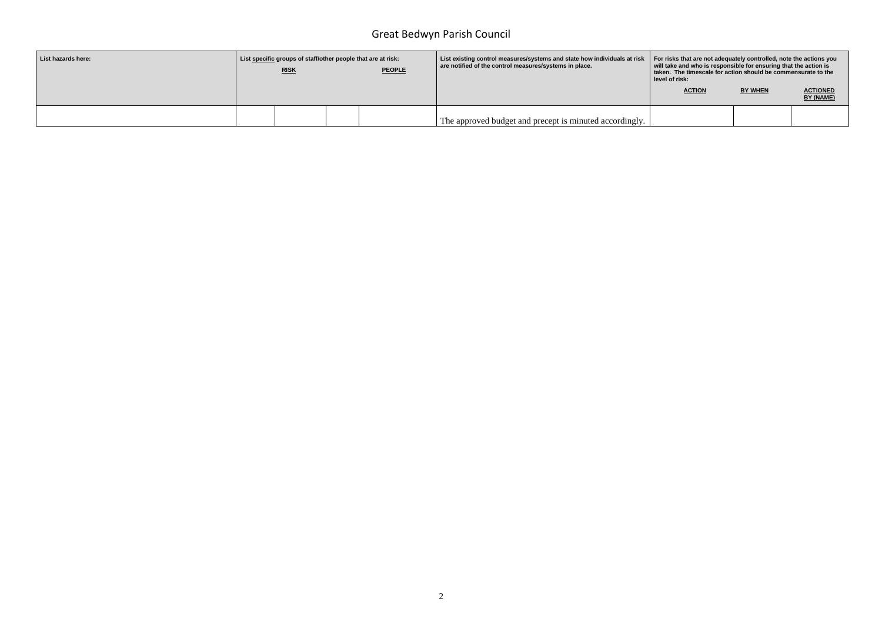| List hazards here: | List specific groups of staff/other people that are at risk: | | | | List existing control measures/systems and state how individuals at risk are notified of the control measures/systems in place. | For risks that are not adequately controlled, note the actions you will take and who is responsible for ensuring that the action is taken. The timescale for action should be commensurate to the level of risk: | | |
|---|---|---|---|---|---|---|---|---|
| | RISK | | PEOPLE | | | ACTION | BY WHEN | ACTIONED BY (NAME) |
| | | | | | The approved budget and precept is minuted accordingly. | | | |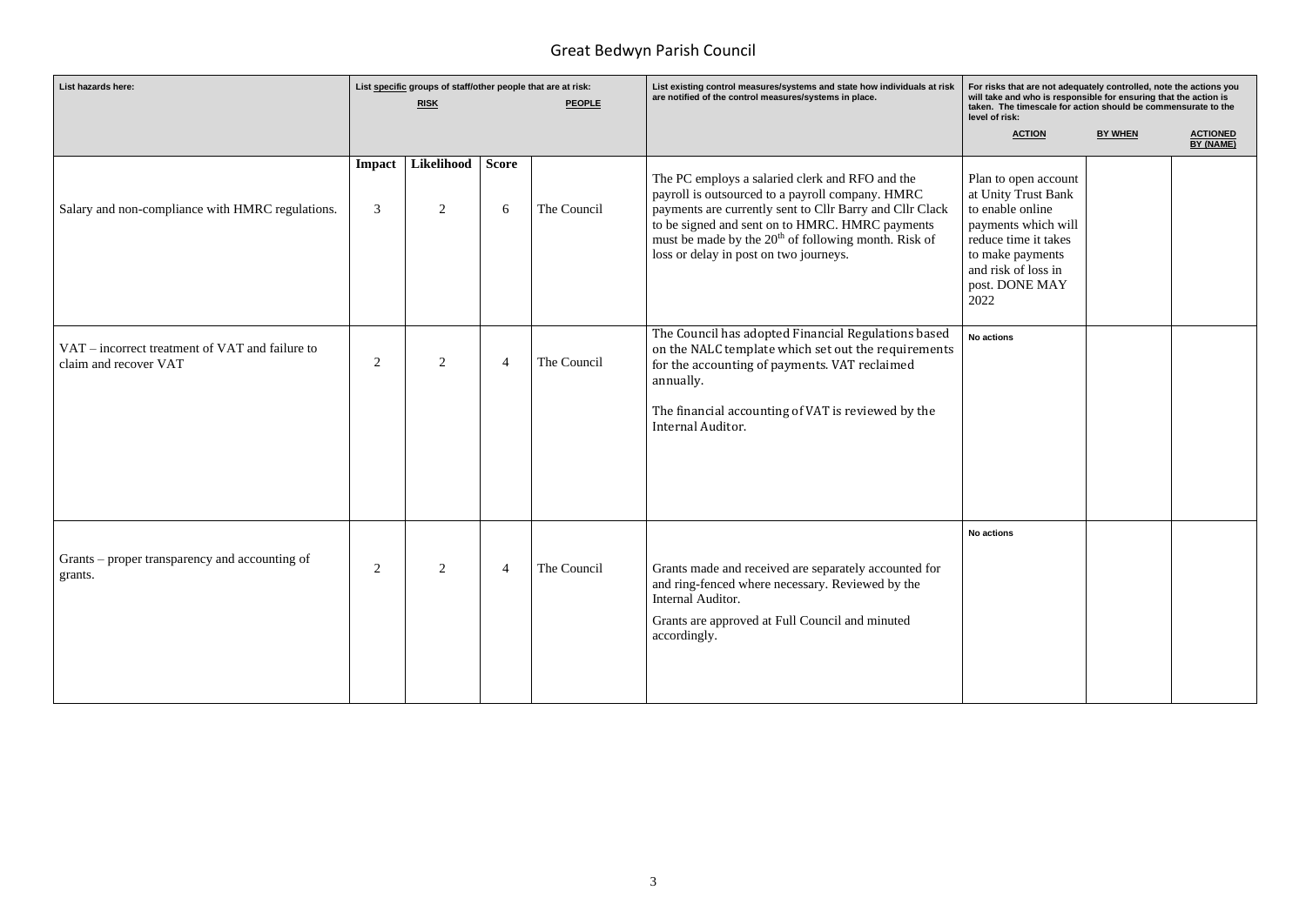# Great Bedwyn Parish Council

| List hazards here: | List specific groups of staff/other people that are at risk: RISK | | | PEOPLE | List existing control measures/systems and state how individuals at risk are notified of the control measures/systems in place. | For risks that are not adequately controlled, note the actions you will take and who is responsible for ensuring that the action is taken. The timescale for action should be commensurate to the level of risk: ACTION | BY WHEN | ACTIONED BY (NAME) |
|---|---|---|---|---|---|---|---|---|
| | Impact | Likelihood | Score | | | | | |
| Salary and non-compliance with HMRC regulations. | 3 | 2 | 6 | The Council | The PC employs a salaried clerk and RFO and the payroll is outsourced to a payroll company. HMRC payments are currently sent to Cllr Barry and Cllr Clack to be signed and sent on to HMRC. HMRC payments must be made by the 20th of following month. Risk of loss or delay in post on two journeys. | Plan to open account at Unity Trust Bank to enable online payments which will reduce time it takes to make payments and risk of loss in post. DONE MAY 2022 | | |
| VAT – incorrect treatment of VAT and failure to claim and recover VAT | 2 | 2 | 4 | The Council | The Council has adopted Financial Regulations based on the NALC template which set out the requirements for the accounting of payments. VAT reclaimed annually. The financial accounting of VAT is reviewed by the Internal Auditor. | No actions | | |
| Grants – proper transparency and accounting of grants. | 2 | 2 | 4 | The Council | Grants made and received are separately accounted for and ring-fenced where necessary. Reviewed by the Internal Auditor. Grants are approved at Full Council and minuted accordingly. | No actions | | |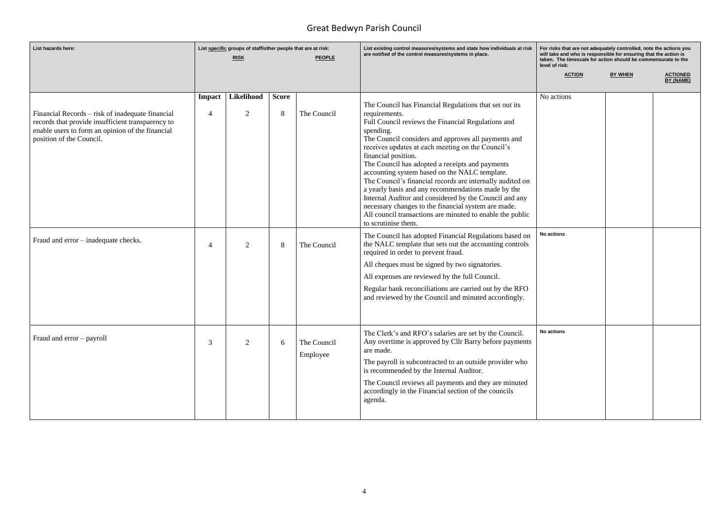# Great Bedwyn Parish Council

| List hazards here: | List specific groups of staff/other people that are at risk: RISK | | | PEOPLE | List existing control measures/systems and state how individuals at risk are notified of the control measures/systems in place. | For risks that are not adequately controlled, note the actions you will take and who is responsible for ensuring that the action is taken. The timescale for action should be commensurate to the level of risk: ACTION | BY WHEN | ACTIONED BY (NAME) |
|---|---|---|---|---|---|---|---|---|
| | **Impact** | **Likelihood** | **Score** | | | | | |
| Financial Records – risk of inadequate financial records that provide insufficient transparency to enable users to form an opinion of the financial position of the Council. | 4 | 2 | 8 | The Council | The Council has Financial Regulations that set out its requirements.<br>Full Council reviews the Financial Regulations and spending.<br>The Council considers and approves all payments and receives updates at each meeting on the Council's financial position.<br>The Council has adopted a receipts and payments accounting system based on the NALC template.<br>The Council's financial records are internally audited on a yearly basis and any recommendations made by the Internal Auditor and considered by the Council and any necessary changes to the financial system are made.<br>All council transactions are minuted to enable the public to scrutinise them. | No actions | | |
| Fraud and error – inadequate checks. | 4 | 2 | 8 | The Council | The Council has adopted Financial Regulations based on the NALC template that sets out the accounting controls required in order to prevent fraud.<br>All cheques must be signed by two signatories.<br>All expenses are reviewed by the full Council.<br>Regular bank reconciliations are carried out by the RFO and reviewed by the Council and minuted accordingly. | No actions | | |
| Fraud and error – payroll | 3 | 2 | 6 | The Council<br>Employee | The Clerk's and RFO's salaries are set by the Council. Any overtime is approved by Cllr Barry before payments are made.<br>The payroll is subcontracted to an outside provider who is recommended by the Internal Auditor.<br>The Council reviews all payments and they are minuted accordingly in the Financial section of the councils agenda. | No actions | | |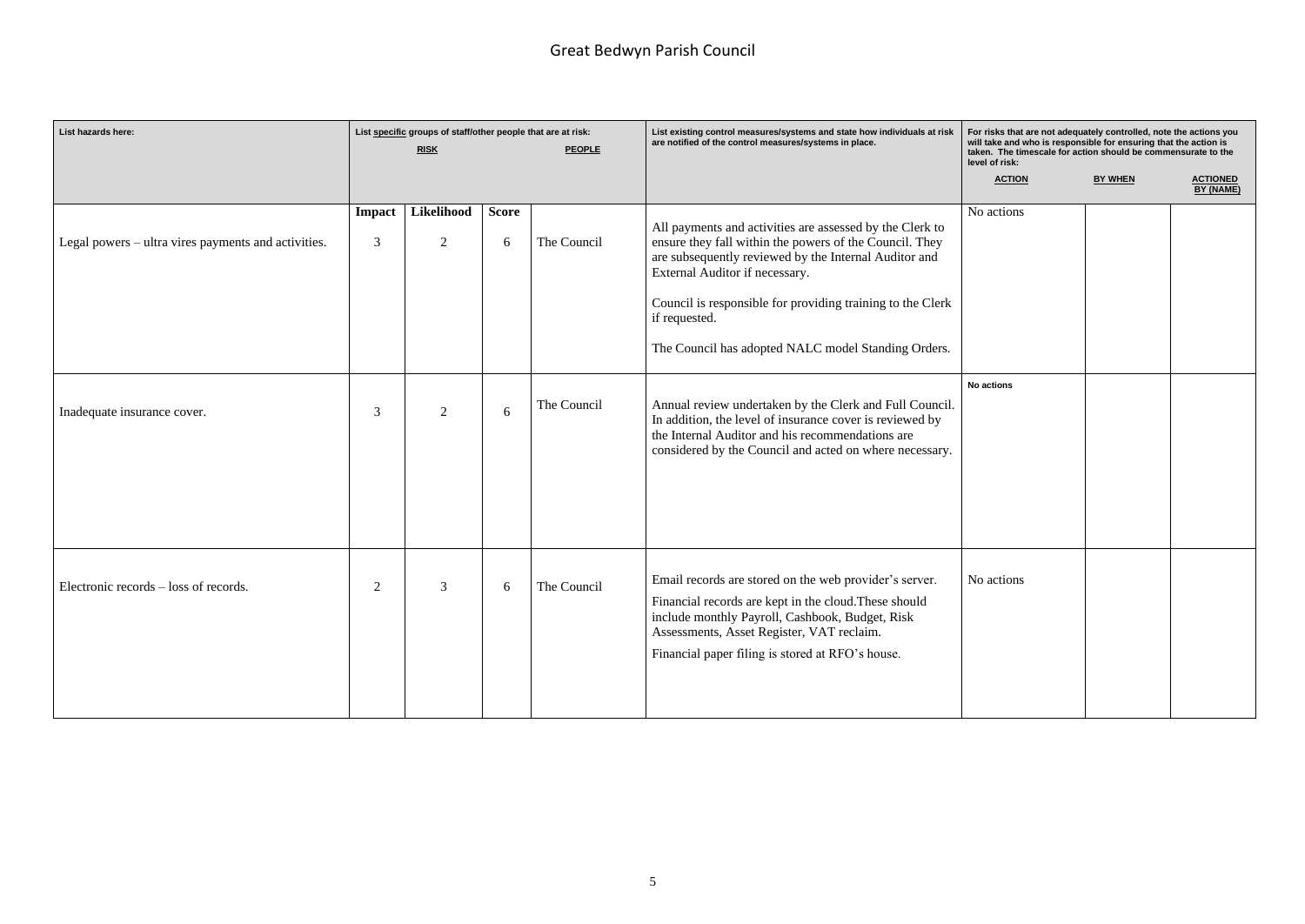# Great Bedwyn Parish Council

| List hazards here: | List specific groups of staff/other people that are at risk: RISK | | | PEOPLE | List existing control measures/systems and state how individuals at risk are notified of the control measures/systems in place. | For risks that are not adequately controlled, note the actions you will take and who is responsible for ensuring that the action is taken. The timescale for action should be commensurate to the level of risk: ACTION | BY WHEN | ACTIONED BY (NAME) |
|---|---|---|---|---|---|---|---|---|
| | Impact | Likelihood | Score | | | | | |
| Legal powers – ultra vires payments and activities. | 3 | 2 | 6 | The Council | All payments and activities are assessed by the Clerk to ensure they fall within the powers of the Council. They are subsequently reviewed by the Internal Auditor and External Auditor if necessary.<br><br>Council is responsible for providing training to the Clerk if requested.<br><br>The Council has adopted NALC model Standing Orders. | No actions | | |
| Inadequate insurance cover. | 3 | 2 | 6 | The Council | Annual review undertaken by the Clerk and Full Council. In addition, the level of insurance cover is reviewed by the Internal Auditor and his recommendations are considered by the Council and acted on where necessary. | **No actions** | | |
| Electronic records – loss of records. | 2 | 3 | 6 | The Council | Email records are stored on the web provider's server.<br><br>Financial records are kept in the cloud.These should include monthly Payroll, Cashbook, Budget, Risk Assessments, Asset Register, VAT reclaim.<br><br>Financial paper filing is stored at RFO's house. | No actions | | |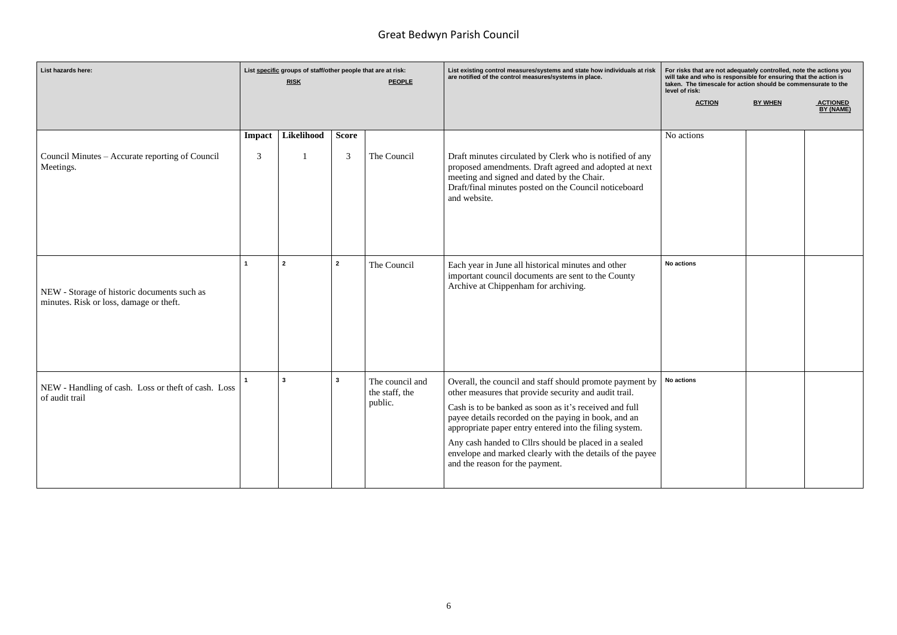# Great Bedwyn Parish Council

| List hazards here: | List specific groups of staff/other people that are at risk: RISK | | | PEOPLE | List existing control measures/systems and state how individuals at risk are notified of the control measures/systems in place. | For risks that are not adequately controlled, note the actions you will take and who is responsible for ensuring that the action is taken. The timescale for action should be commensurate to the level of risk: ACTION | BY WHEN | ACTIONED BY (NAME) |
|---|---|---|---|---|---|---|---|---|
| | Impact | Likelihood | Score | | | | | |
| Council Minutes – Accurate reporting of Council Meetings. | 3 | 1 | 3 | The Council | Draft minutes circulated by Clerk who is notified of any proposed amendments. Draft agreed and adopted at next meeting and signed and dated by the Chair. Draft/final minutes posted on the Council noticeboard and website. | No actions | | |
| NEW - Storage of historic documents such as minutes. Risk or loss, damage or theft. | 1 | 2 | 2 | The Council | Each year in June all historical minutes and other important council documents are sent to the County Archive at Chippenham for archiving. | No actions | | |
| NEW - Handling of cash. Loss or theft of cash. Loss of audit trail | 1 | 3 | 3 | The council and the staff, the public. | Overall, the council and staff should promote payment by other measures that provide security and audit trail. Cash is to be banked as soon as it's received and full payee details recorded on the paying in book, and an appropriate paper entry entered into the filing system. Any cash handed to Cllrs should be placed in a sealed envelope and marked clearly with the details of the payee and the reason for the payment. | No actions | | |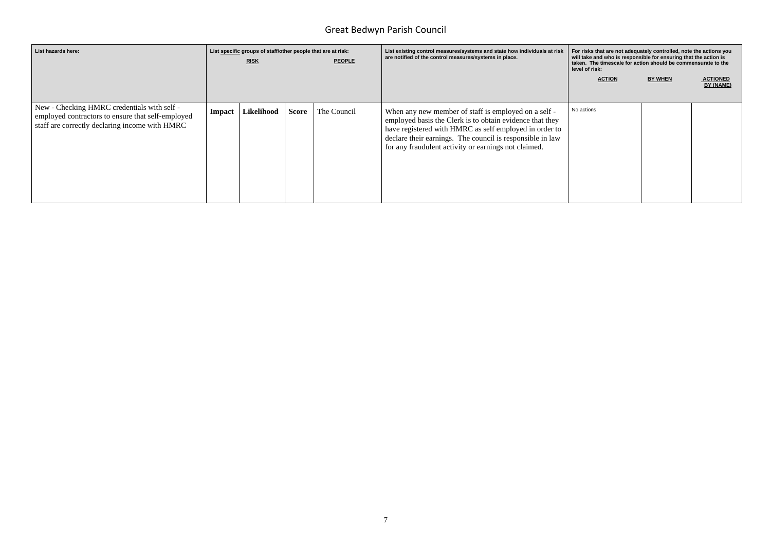# Great Bedwyn Parish Council

| List hazards here: | List specific groups of staff/other people that are at risk: RISK | | | PEOPLE | List existing control measures/systems and state how individuals at risk are notified of the control measures/systems in place. | For risks that are not adequately controlled, note the actions you will take and who is responsible for ensuring that the action is taken. The timescale for action should be commensurate to the level of risk: ACTION | BY WHEN | ACTIONED BY (NAME) |
|---|---|---|---|---|---|---|---|---|
| New - Checking HMRC credentials with self - employed contractors to ensure that self-employed staff are correctly declaring income with HMRC | **Impact** | **Likelihood** | **Score** | The Council | When any new member of staff is employed on a self - employed basis the Clerk is to obtain evidence that they have registered with HMRC as self employed in order to declare their earnings. The council is responsible in law for any fraudulent activity or earnings not claimed. | No actions | | |